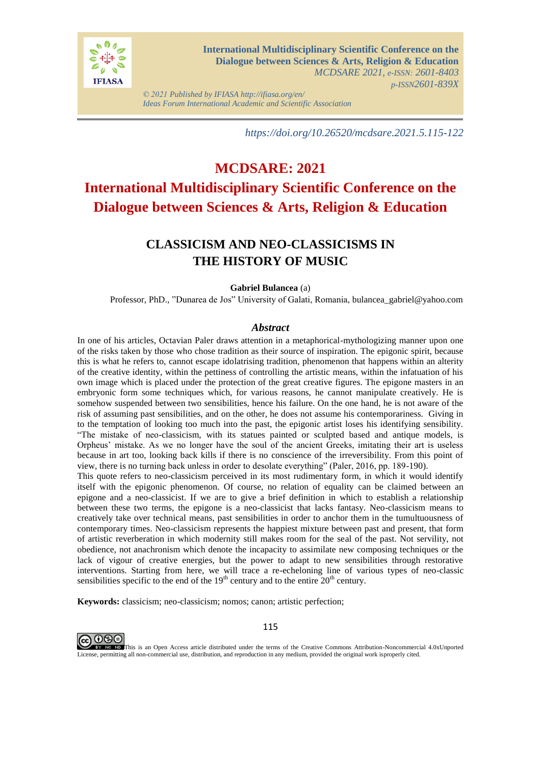https://doi.org/10.26520/mcdsare.2021.5.115-122

# MCDSARE: 2021
# International Multidisciplinary Scientific Conference on the Dialogue between Sciences & Arts, Religion & Education

## CLASSICISM AND NEO-CLASSICISMS IN THE HISTORY OF MUSIC

**Gabriel Bulancea** (a)

Professor, PhD., "Dunarea de Jos" University of Galati, Romania, bulancea_gabriel@yahoo.com

### *Abstract*

In one of his articles, Octavian Paler draws attention in a metaphorical-mythologizing manner upon one of the risks taken by those who chose tradition as their source of inspiration. The epigonic spirit, because this is what he refers to, cannot escape idolatrising tradition, phenomenon that happens within an alterity of the creative identity, within the pettiness of controlling the artistic means, within the infatuation of his own image which is placed under the protection of the great creative figures. The epigone masters in an embryonic form some techniques which, for various reasons, he cannot manipulate creatively. He is somehow suspended between two sensibilities, hence his failure. On the one hand, he is not aware of the risk of assuming past sensibilities, and on the other, he does not assume his contemporariness. Giving in to the temptation of looking too much into the past, the epigonic artist loses his identifying sensibility. "The mistake of neo-classicism, with its statues painted or sculpted based and antique models, is Orpheus' mistake. As we no longer have the soul of the ancient Greeks, imitating their art is useless because in art too, looking back kills if there is no conscience of the irreversibility. From this point of view, there is no turning back unless in order to desolate everything" (Paler, 2016, pp. 189-190).

This quote refers to neo-classicism perceived in its most rudimentary form, in which it would identify itself with the epigonic phenomenon. Of course, no relation of equality can be claimed between an epigone and a neo-classicist. If we are to give a brief definition in which to establish a relationship between these two terms, the epigone is a neo-classicist that lacks fantasy. Neo-classicism means to creatively take over technical means, past sensibilities in order to anchor them in the tumultuousness of contemporary times. Neo-classicism represents the happiest mixture between past and present, that form of artistic reverberation in which modernity still makes room for the seal of the past. Not servility, not obedience, not anachronism which denote the incapacity to assimilate new composing techniques or the lack of vigour of creative energies, but the power to adapt to new sensibilities through restorative interventions. Starting from here, we will trace a re-echeloning line of various types of neo-classic sensibilities specific to the end of the 19th century and to the entire 20th century.

**Keywords:** classicism; neo-classicism; nomos; canon; artistic perfection;

This is an Open Access article distributed under the terms of the Creative Commons Attribution-Noncommercial 4.0xUnported License, permitting all non-commercial use, distribution, and reproduction in any medium, provided the original work isproperly cited.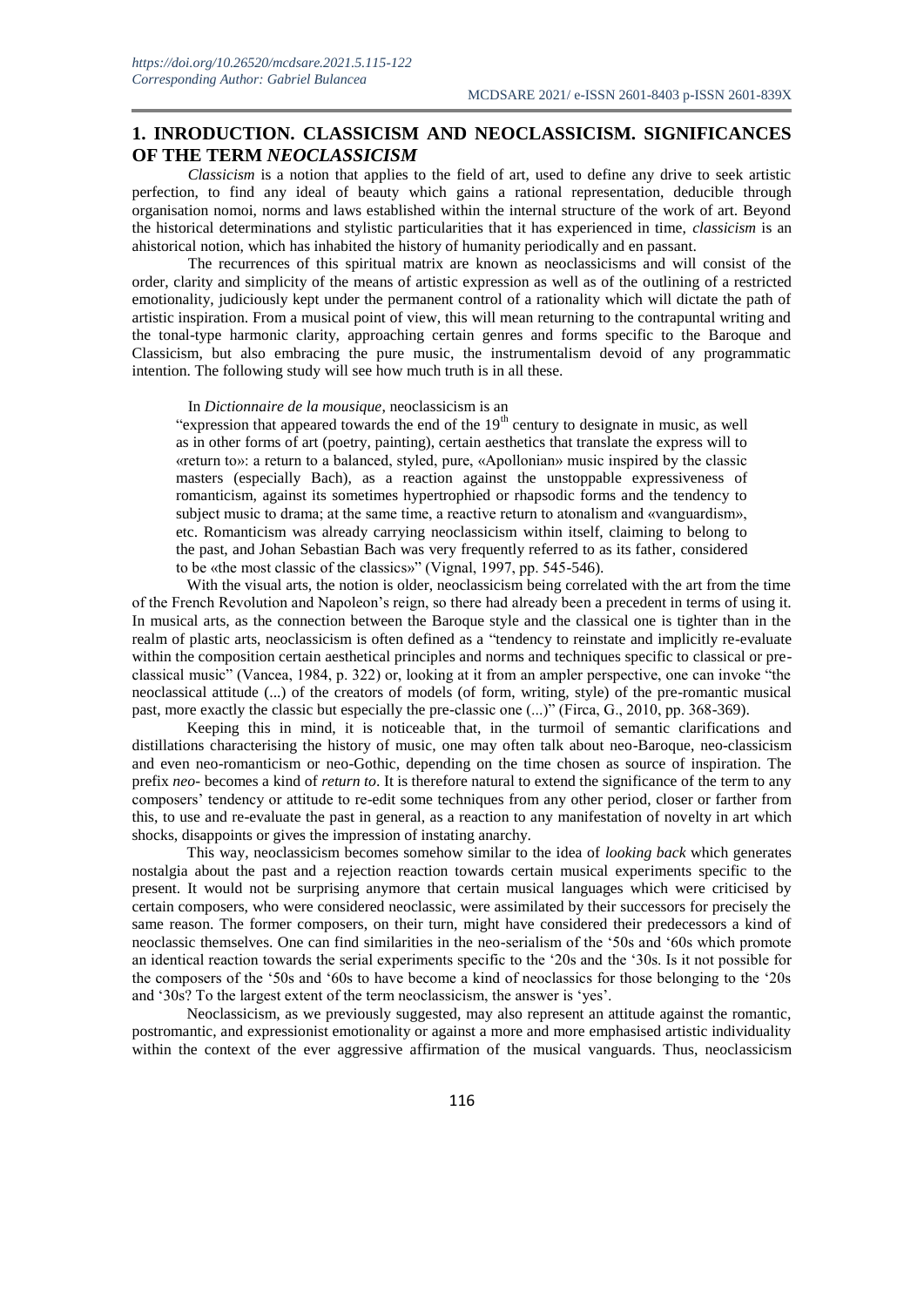## 1. INRODUCTION. CLASSICISM AND NEOCLASSICISM. SIGNIFICANCES OF THE TERM *NEOCLASSICISM*

*Classicism* is a notion that applies to the field of art, used to define any drive to seek artistic perfection, to find any ideal of beauty which gains a rational representation, deducible through organisation nomoi, norms and laws established within the internal structure of the work of art. Beyond the historical determinations and stylistic particularities that it has experienced in time, *classicism* is an ahistorical notion, which has inhabited the history of humanity periodically and en passant.

The recurrences of this spiritual matrix are known as neoclassicisms and will consist of the order, clarity and simplicity of the means of artistic expression as well as of the outlining of a restricted emotionality, judiciously kept under the permanent control of a rationality which will dictate the path of artistic inspiration. From a musical point of view, this will mean returning to the contrapuntal writing and the tonal-type harmonic clarity, approaching certain genres and forms specific to the Baroque and Classicism, but also embracing the pure music, the instrumentalism devoid of any programmatic intention. The following study will see how much truth is in all these.

In *Dictionnaire de la mousique*, neoclassicism is an

> "expression that appeared towards the end of the 19th century to designate in music, as well as in other forms of art (poetry, painting), certain aesthetics that translate the express will to «return to»: a return to a balanced, styled, pure, «Apollonian» music inspired by the classic masters (especially Bach), as a reaction against the unstoppable expressiveness of romanticism, against its sometimes hypertrophied or rhapsodic forms and the tendency to subject music to drama; at the same time, a reactive return to atonalism and «vanguardism», etc. Romanticism was already carrying neoclassicism within itself, claiming to belong to the past, and Johan Sebastian Bach was very frequently referred to as its father, considered to be «the most classic of the classics»" (Vignal, 1997, pp. 545-546).

With the visual arts, the notion is older, neoclassicism being correlated with the art from the time of the French Revolution and Napoleon's reign, so there had already been a precedent in terms of using it. In musical arts, as the connection between the Baroque style and the classical one is tighter than in the realm of plastic arts, neoclassicism is often defined as a "tendency to reinstate and implicitly re-evaluate within the composition certain aesthetical principles and norms and techniques specific to classical or pre-classical music" (Vancea, 1984, p. 322) or, looking at it from an ampler perspective, one can invoke "the neoclassical attitude (...) of the creators of models (of form, writing, style) of the pre-romantic musical past, more exactly the classic but especially the pre-classic one (...)" (Firca, G., 2010, pp. 368-369).

Keeping this in mind, it is noticeable that, in the turmoil of semantic clarifications and distillations characterising the history of music, one may often talk about neo-Baroque, neo-classicism and even neo-romanticism or neo-Gothic, depending on the time chosen as source of inspiration. The prefix *neo-* becomes a kind of *return to*. It is therefore natural to extend the significance of the term to any composers' tendency or attitude to re-edit some techniques from any other period, closer or farther from this, to use and re-evaluate the past in general, as a reaction to any manifestation of novelty in art which shocks, disappoints or gives the impression of instating anarchy.

This way, neoclassicism becomes somehow similar to the idea of *looking back* which generates nostalgia about the past and a rejection reaction towards certain musical experiments specific to the present. It would not be surprising anymore that certain musical languages which were criticised by certain composers, who were considered neoclassic, were assimilated by their successors for precisely the same reason. The former composers, on their turn, might have considered their predecessors a kind of neoclassic themselves. One can find similarities in the neo-serialism of the '50s and '60s which promote an identical reaction towards the serial experiments specific to the '20s and the '30s. Is it not possible for the composers of the '50s and '60s to have become a kind of neoclassics for those belonging to the '20s and '30s? To the largest extent of the term neoclassicism, the answer is 'yes'.

Neoclassicism, as we previously suggested, may also represent an attitude against the romantic, postromantic, and expressionist emotionality or against a more and more emphasised artistic individuality within the context of the ever aggressive affirmation of the musical vanguards. Thus, neoclassicism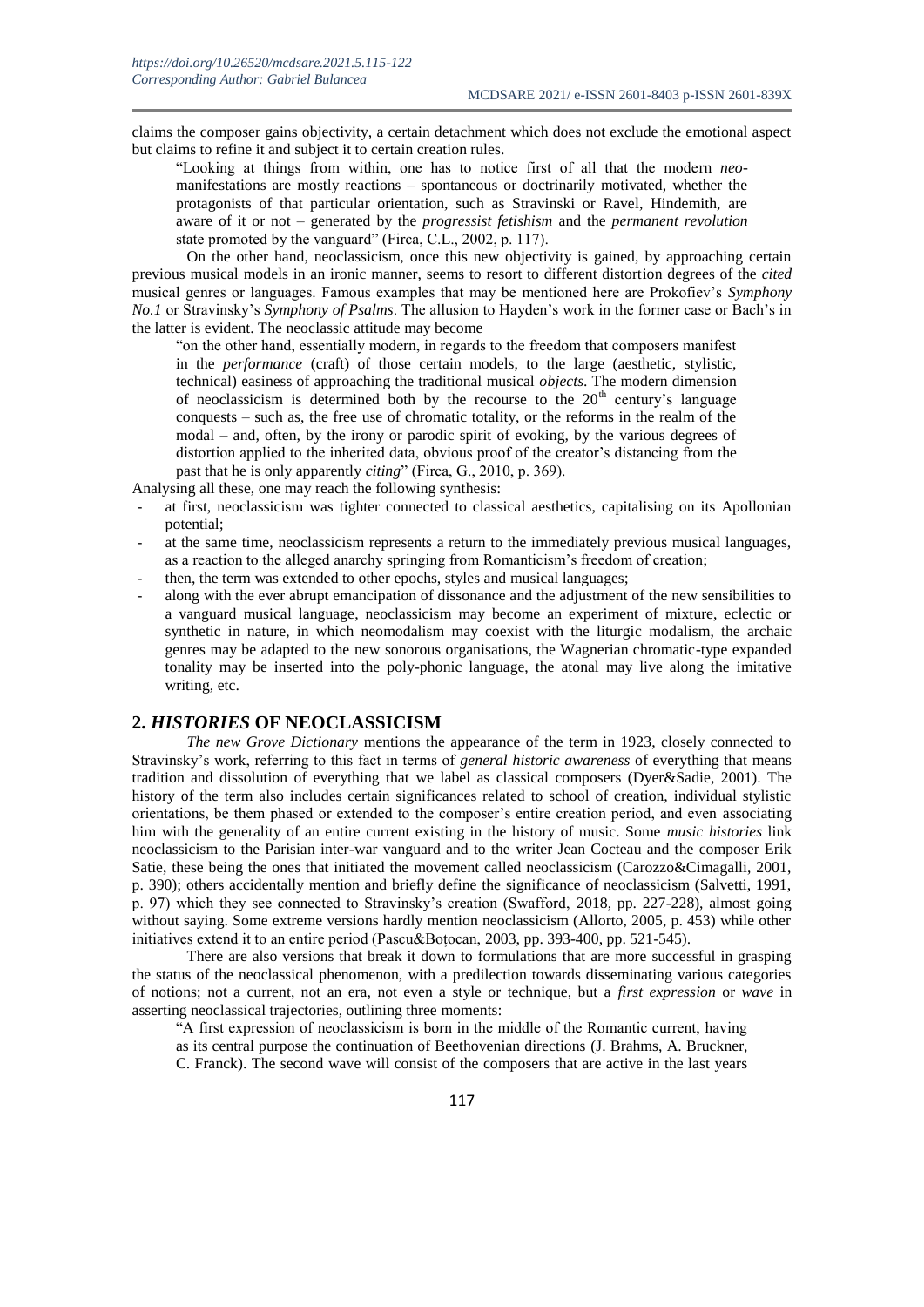claims the composer gains objectivity, a certain detachment which does not exclude the emotional aspect but claims to refine it and subject it to certain creation rules.

> "Looking at things from within, one has to notice first of all that the modern *neo*-manifestations are mostly reactions – spontaneous or doctrinarily motivated, whether the protagonists of that particular orientation, such as Stravinski or Ravel, Hindemith, are aware of it or not – generated by the *progressist fetishism* and the *permanent revolution* state promoted by the vanguard" (Firca, C.L., 2002, p. 117).

On the other hand, neoclassicism, once this new objectivity is gained, by approaching certain previous musical models in an ironic manner, seems to resort to different distortion degrees of the *cited* musical genres or languages. Famous examples that may be mentioned here are Prokofiev's *Symphony No.1* or Stravinsky's *Symphony of Psalms*. The allusion to Hayden's work in the former case or Bach's in the latter is evident. The neoclassic attitude may become

> "on the other hand, essentially modern, in regards to the freedom that composers manifest in the *performance* (craft) of those certain models, to the large (aesthetic, stylistic, technical) easiness of approaching the traditional musical *objects*. The modern dimension of neoclassicism is determined both by the recourse to the 20th century's language conquests – such as, the free use of chromatic totality, or the reforms in the realm of the modal – and, often, by the irony or parodic spirit of evoking, by the various degrees of distortion applied to the inherited data, obvious proof of the creator's distancing from the past that he is only apparently *citing*" (Firca, G., 2010, p. 369).

Analysing all these, one may reach the following synthesis:

- at first, neoclassicism was tighter connected to classical aesthetics, capitalising on its Apollonian potential;
- at the same time, neoclassicism represents a return to the immediately previous musical languages, as a reaction to the alleged anarchy springing from Romanticism's freedom of creation;
- then, the term was extended to other epochs, styles and musical languages;
- along with the ever abrupt emancipation of dissonance and the adjustment of the new sensibilities to a vanguard musical language, neoclassicism may become an experiment of mixture, eclectic or synthetic in nature, in which neomodalism may coexist with the liturgic modalism, the archaic genres may be adapted to the new sonorous organisations, the Wagnerian chromatic-type expanded tonality may be inserted into the poly-phonic language, the atonal may live along the imitative writing, etc.

## 2. *HISTORIES* OF NEOCLASSICISM

*The new Grove Dictionary* mentions the appearance of the term in 1923, closely connected to Stravinsky's work, referring to this fact in terms of *general historic awareness* of everything that means tradition and dissolution of everything that we label as classical composers (Dyer&Sadie, 2001). The history of the term also includes certain significances related to school of creation, individual stylistic orientations, be them phased or extended to the composer's entire creation period, and even associating him with the generality of an entire current existing in the history of music. Some *music histories* link neoclassicism to the Parisian inter-war vanguard and to the writer Jean Cocteau and the composer Erik Satie, these being the ones that initiated the movement called neoclassicism (Carozzo&Cimagalli, 2001, p. 390); others accidentally mention and briefly define the significance of neoclassicism (Salvetti, 1991, p. 97) which they see connected to Stravinsky's creation (Swafford, 2018, pp. 227-228), almost going without saying. Some extreme versions hardly mention neoclassicism (Allorto, 2005, p. 453) while other initiatives extend it to an entire period (Pascu&Boțocan, 2003, pp. 393-400, pp. 521-545).

There are also versions that break it down to formulations that are more successful in grasping the status of the neoclassical phenomenon, with a predilection towards disseminating various categories of notions; not a current, not an era, not even a style or technique, but a *first expression* or *wave* in asserting neoclassical trajectories, outlining three moments:

> "A first expression of neoclassicism is born in the middle of the Romantic current, having as its central purpose the continuation of Beethovenian directions (J. Brahms, A. Bruckner, C. Franck). The second wave will consist of the composers that are active in the last years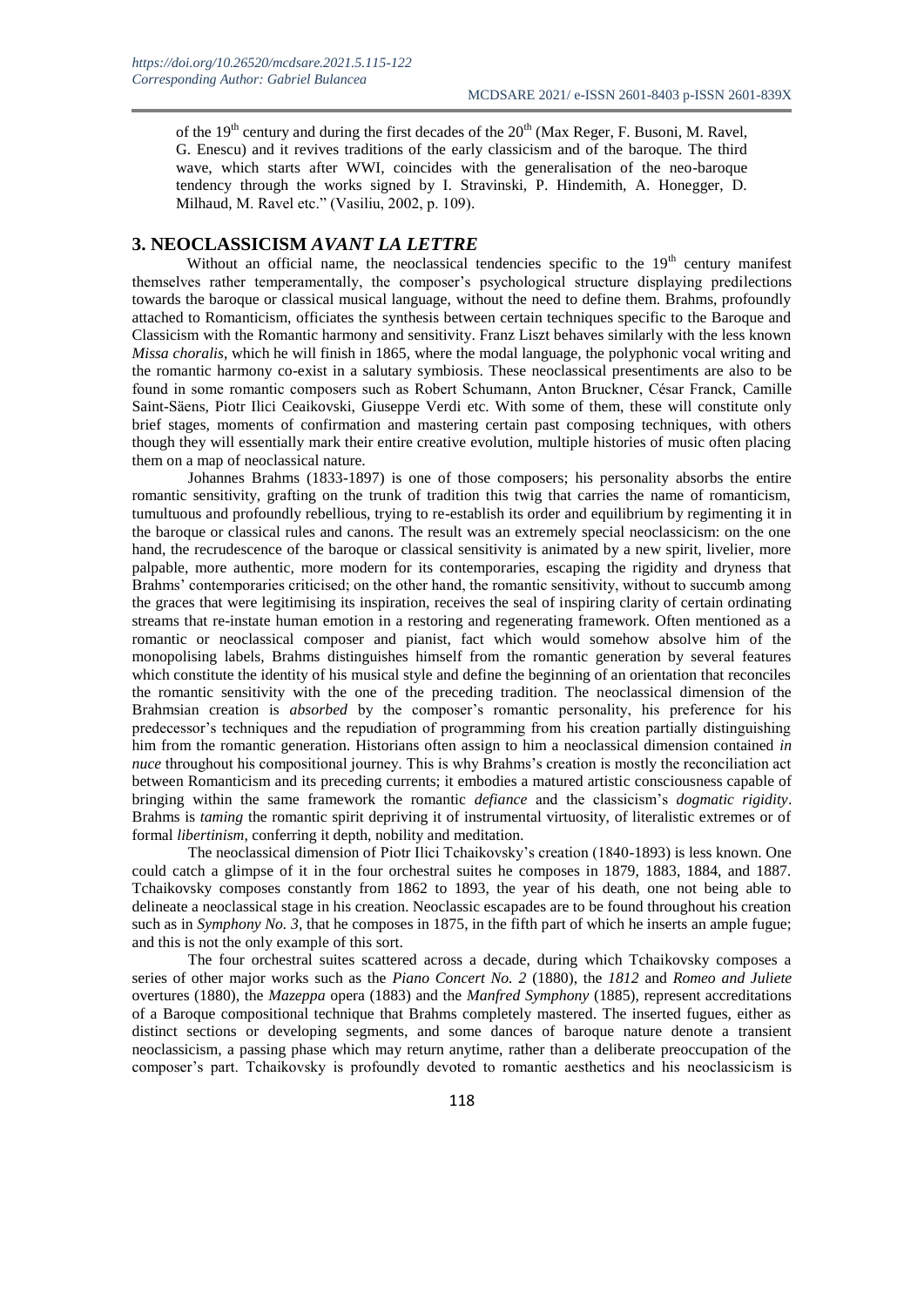of the $19^{th}$ century and during the first decades of the $20^{th}$ (Max Reger, F. Busoni, M. Ravel, G. Enescu) and it revives traditions of the early classicism and of the baroque. The third wave, which starts after WWI, coincides with the generalisation of the neo-baroque tendency through the works signed by I. Stravinski, P. Hindemith, A. Honegger, D. Milhaud, M. Ravel etc." (Vasiliu, 2002, p. 109).

## 3. NEOCLASSICISM *AVANT LA LETTRE*

Without an official name, the neoclassical tendencies specific to the $19^{th}$ century manifest themselves rather temperamentally, the composer's psychological structure displaying predilections towards the baroque or classical musical language, without the need to define them. Brahms, profoundly attached to Romanticism, officiates the synthesis between certain techniques specific to the Baroque and Classicism with the Romantic harmony and sensitivity. Franz Liszt behaves similarly with the less known *Missa choralis*, which he will finish in 1865, where the modal language, the polyphonic vocal writing and the romantic harmony co-exist in a salutary symbiosis. These neoclassical presentiments are also to be found in some romantic composers such as Robert Schumann, Anton Bruckner, César Franck, Camille Saint-Säens, Piotr Ilici Ceaikovski, Giuseppe Verdi etc. With some of them, these will constitute only brief stages, moments of confirmation and mastering certain past composing techniques, with others though they will essentially mark their entire creative evolution, multiple histories of music often placing them on a map of neoclassical nature.

Johannes Brahms (1833-1897) is one of those composers; his personality absorbs the entire romantic sensitivity, grafting on the trunk of tradition this twig that carries the name of romanticism, tumultuous and profoundly rebellious, trying to re-establish its order and equilibrium by regimenting it in the baroque or classical rules and canons. The result was an extremely special neoclassicism: on the one hand, the recrudescence of the baroque or classical sensitivity is animated by a new spirit, livelier, more palpable, more authentic, more modern for its contemporaries, escaping the rigidity and dryness that Brahms' contemporaries criticised; on the other hand, the romantic sensitivity, without to succumb among the graces that were legitimising its inspiration, receives the seal of inspiring clarity of certain ordinating streams that re-instate human emotion in a restoring and regenerating framework. Often mentioned as a romantic or neoclassical composer and pianist, fact which would somehow absolve him of the monopolising labels, Brahms distinguishes himself from the romantic generation by several features which constitute the identity of his musical style and define the beginning of an orientation that reconciles the romantic sensitivity with the one of the preceding tradition. The neoclassical dimension of the Brahmsian creation is *absorbed* by the composer's romantic personality, his preference for his predecessor's techniques and the repudiation of programming from his creation partially distinguishing him from the romantic generation. Historians often assign to him a neoclassical dimension contained *in nuce* throughout his compositional journey. This is why Brahms's creation is mostly the reconciliation act between Romanticism and its preceding currents; it embodies a matured artistic consciousness capable of bringing within the same framework the romantic *defiance* and the classicism's *dogmatic rigidity*. Brahms is *taming* the romantic spirit depriving it of instrumental virtuosity, of literalistic extremes or of formal *libertinism*, conferring it depth, nobility and meditation.

The neoclassical dimension of Piotr Ilici Tchaikovsky's creation (1840-1893) is less known. One could catch a glimpse of it in the four orchestral suites he composes in 1879, 1883, 1884, and 1887. Tchaikovsky composes constantly from 1862 to 1893, the year of his death, one not being able to delineate a neoclassical stage in his creation. Neoclassic escapades are to be found throughout his creation such as in *Symphony No. 3*, that he composes in 1875, in the fifth part of which he inserts an ample fugue; and this is not the only example of this sort.

The four orchestral suites scattered across a decade, during which Tchaikovsky composes a series of other major works such as the *Piano Concert No. 2* (1880), the *1812* and *Romeo and Juliete* overtures (1880), the *Mazeppa* opera (1883) and the *Manfred Symphony* (1885), represent accreditations of a Baroque compositional technique that Brahms completely mastered. The inserted fugues, either as distinct sections or developing segments, and some dances of baroque nature denote a transient neoclassicism, a passing phase which may return anytime, rather than a deliberate preoccupation of the composer's part. Tchaikovsky is profoundly devoted to romantic aesthetics and his neoclassicism is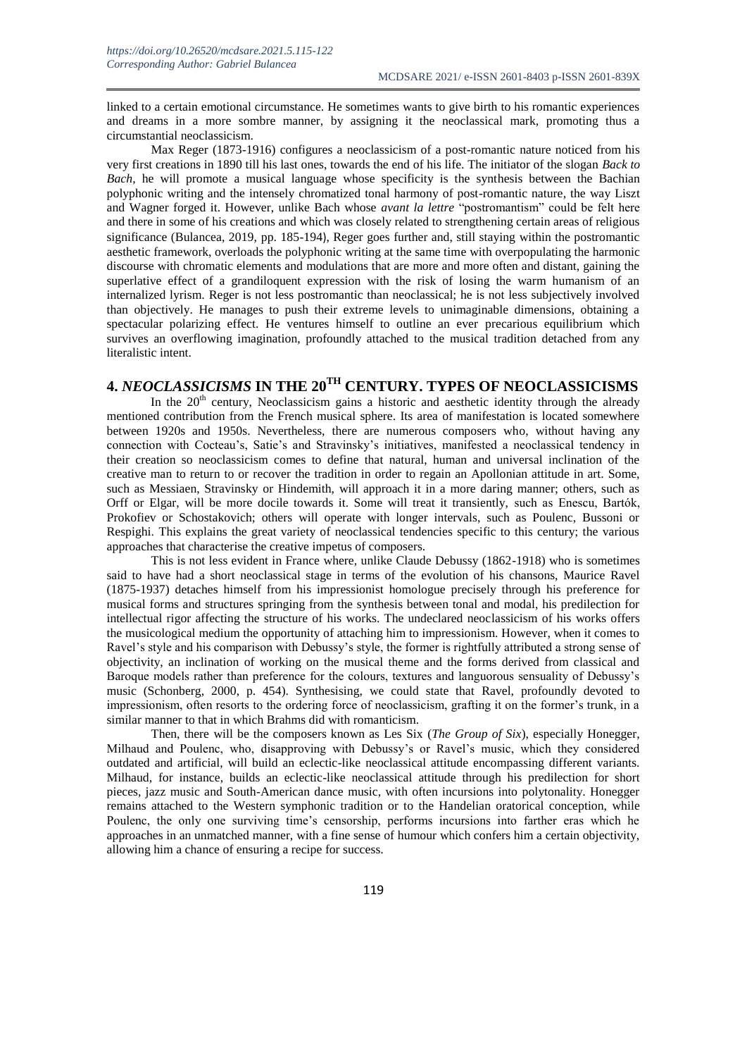linked to a certain emotional circumstance. He sometimes wants to give birth to his romantic experiences and dreams in a more sombre manner, by assigning it the neoclassical mark, promoting thus a circumstantial neoclassicism.

Max Reger (1873-1916) configures a neoclassicism of a post-romantic nature noticed from his very first creations in 1890 till his last ones, towards the end of his life. The initiator of the slogan *Back to Bach*, he will promote a musical language whose specificity is the synthesis between the Bachian polyphonic writing and the intensely chromatized tonal harmony of post-romantic nature, the way Liszt and Wagner forged it. However, unlike Bach whose *avant la lettre* "postromantism" could be felt here and there in some of his creations and which was closely related to strengthening certain areas of religious significance (Bulancea, 2019, pp. 185-194), Reger goes further and, still staying within the postromantic aesthetic framework, overloads the polyphonic writing at the same time with overpopulating the harmonic discourse with chromatic elements and modulations that are more and more often and distant, gaining the superlative effect of a grandiloquent expression with the risk of losing the warm humanism of an internalized lyrism. Reger is not less postromantic than neoclassical; he is not less subjectively involved than objectively. He manages to push their extreme levels to unimaginable dimensions, obtaining a spectacular polarizing effect. He ventures himself to outline an ever precarious equilibrium which survives an overflowing imagination, profoundly attached to the musical tradition detached from any literalistic intent.

## 4. *NEOCLASSICISMS* IN THE 20$^{TH}$ CENTURY. TYPES OF NEOCLASSICISMS

In the 20$^{th}$ century, Neoclassicism gains a historic and aesthetic identity through the already mentioned contribution from the French musical sphere. Its area of manifestation is located somewhere between 1920s and 1950s. Nevertheless, there are numerous composers who, without having any connection with Cocteau's, Satie's and Stravinsky's initiatives, manifested a neoclassical tendency in their creation so neoclassicism comes to define that natural, human and universal inclination of the creative man to return to or recover the tradition in order to regain an Apollonian attitude in art. Some, such as Messiaen, Stravinsky or Hindemith, will approach it in a more daring manner; others, such as Orff or Elgar, will be more docile towards it. Some will treat it transiently, such as Enescu, Bartók, Prokofiev or Schostakovich; others will operate with longer intervals, such as Poulenc, Bussoni or Respighi. This explains the great variety of neoclassical tendencies specific to this century; the various approaches that characterise the creative impetus of composers.

This is not less evident in France where, unlike Claude Debussy (1862-1918) who is sometimes said to have had a short neoclassical stage in terms of the evolution of his chansons, Maurice Ravel (1875-1937) detaches himself from his impressionist homologue precisely through his preference for musical forms and structures springing from the synthesis between tonal and modal, his predilection for intellectual rigor affecting the structure of his works. The undeclared neoclassicism of his works offers the musicological medium the opportunity of attaching him to impressionism. However, when it comes to Ravel's style and his comparison with Debussy's style, the former is rightfully attributed a strong sense of objectivity, an inclination of working on the musical theme and the forms derived from classical and Baroque models rather than preference for the colours, textures and languorous sensuality of Debussy's music (Schonberg, 2000, p. 454). Synthesising, we could state that Ravel, profoundly devoted to impressionism, often resorts to the ordering force of neoclassicism, grafting it on the former's trunk, in a similar manner to that in which Brahms did with romanticism.

Then, there will be the composers known as Les Six (*The Group of Six*), especially Honegger, Milhaud and Poulenc, who, disapproving with Debussy's or Ravel's music, which they considered outdated and artificial, will build an eclectic-like neoclassical attitude encompassing different variants. Milhaud, for instance, builds an eclectic-like neoclassical attitude through his predilection for short pieces, jazz music and South-American dance music, with often incursions into polytonality. Honegger remains attached to the Western symphonic tradition or to the Handelian oratorical conception, while Poulenc, the only one surviving time's censorship, performs incursions into farther eras which he approaches in an unmatched manner, with a fine sense of humour which confers him a certain objectivity, allowing him a chance of ensuring a recipe for success.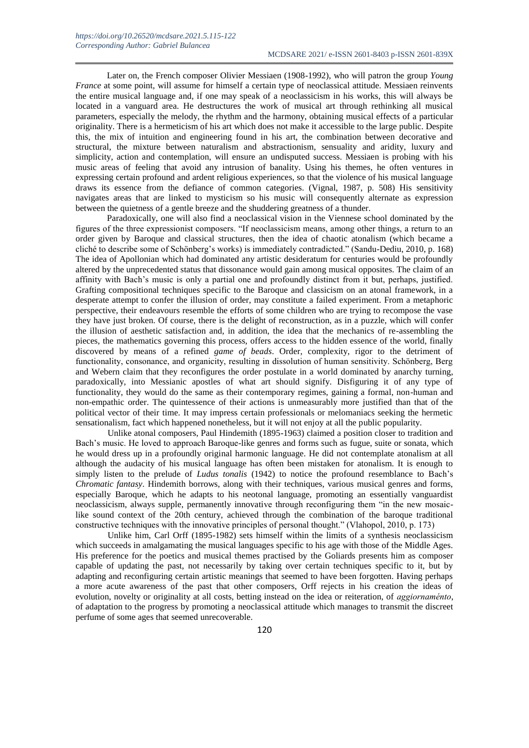Later on, the French composer Olivier Messiaen (1908-1992), who will patron the group *Young France* at some point, will assume for himself a certain type of neoclassical attitude. Messiaen reinvents the entire musical language and, if one may speak of a neoclassicism in his works, this will always be located in a vanguard area. He destructures the work of musical art through rethinking all musical parameters, especially the melody, the rhythm and the harmony, obtaining musical effects of a particular originality. There is a hermeticism of his art which does not make it accessible to the large public. Despite this, the mix of intuition and engineering found in his art, the combination between decorative and structural, the mixture between naturalism and abstractionism, sensuality and aridity, luxury and simplicity, action and contemplation, will ensure an undisputed success. Messiaen is probing with his music areas of feeling that avoid any intrusion of banality. Using his themes, he often ventures in expressing certain profound and ardent religious experiences, so that the violence of his musical language draws its essence from the defiance of common categories. (Vignal, 1987, p. 508) His sensitivity navigates areas that are linked to mysticism so his music will consequently alternate as expression between the quietness of a gentle breeze and the shuddering greatness of a thunder.

Paradoxically, one will also find a neoclassical vision in the Viennese school dominated by the figures of the three expressionist composers. "If neoclassicism means, among other things, a return to an order given by Baroque and classical structures, then the idea of chaotic atonalism (which became a cliché to describe some of Schönberg's works) is immediately contradicted." (Sandu-Dediu, 2010, p. 168) The idea of Apollonian which had dominated any artistic desideratum for centuries would be profoundly altered by the unprecedented status that dissonance would gain among musical opposites. The claim of an affinity with Bach's music is only a partial one and profoundly distinct from it but, perhaps, justified. Grafting compositional techniques specific to the Baroque and classicism on an atonal framework, in a desperate attempt to confer the illusion of order, may constitute a failed experiment. From a metaphoric perspective, their endeavours resemble the efforts of some children who are trying to recompose the vase they have just broken. Of course, there is the delight of reconstruction, as in a puzzle, which will confer the illusion of aesthetic satisfaction and, in addition, the idea that the mechanics of re-assembling the pieces, the mathematics governing this process, offers access to the hidden essence of the world, finally discovered by means of a refined *game of beads*. Order, complexity, rigor to the detriment of functionality, consonance, and organicity, resulting in dissolution of human sensitivity. Schönberg, Berg and Webern claim that they reconfigures the order postulate in a world dominated by anarchy turning, paradoxically, into Messianic apostles of what art should signify. Disfiguring it of any type of functionality, they would do the same as their contemporary regimes, gaining a formal, non-human and non-empathic order. The quintessence of their actions is unmeasurably more justified than that of the political vector of their time. It may impress certain professionals or melomaniacs seeking the hermetic sensationalism, fact which happened nonetheless, but it will not enjoy at all the public popularity.

Unlike atonal composers, Paul Hindemith (1895-1963) claimed a position closer to tradition and Bach's music. He loved to approach Baroque-like genres and forms such as fugue, suite or sonata, which he would dress up in a profoundly original harmonic language. He did not contemplate atonalism at all although the audacity of his musical language has often been mistaken for atonalism. It is enough to simply listen to the prelude of *Ludus tonalis* (1942) to notice the profound resemblance to Bach's *Chromatic fantasy*. Hindemith borrows, along with their techniques, various musical genres and forms, especially Baroque, which he adapts to his neotonal language, promoting an essentially vanguardist neoclassicism, always supple, permanently innovative through reconfiguring them "in the new mosaic-like sound context of the 20th century, achieved through the combination of the baroque traditional constructive techniques with the innovative principles of personal thought." (Vlahopol, 2010, p. 173)

Unlike him, Carl Orff (1895-1982) sets himself within the limits of a synthesis neoclassicism which succeeds in amalgamating the musical languages specific to his age with those of the Middle Ages. His preference for the poetics and musical themes practised by the Goliards presents him as composer capable of updating the past, not necessarily by taking over certain techniques specific to it, but by adapting and reconfiguring certain artistic meanings that seemed to have been forgotten. Having perhaps a more acute awareness of the past that other composers, Orff rejects in his creation the ideas of evolution, novelty or originality at all costs, betting instead on the idea or reiteration, of *aggiornaménto*, of adaptation to the progress by promoting a neoclassical attitude which manages to transmit the discreet perfume of some ages that seemed unrecoverable.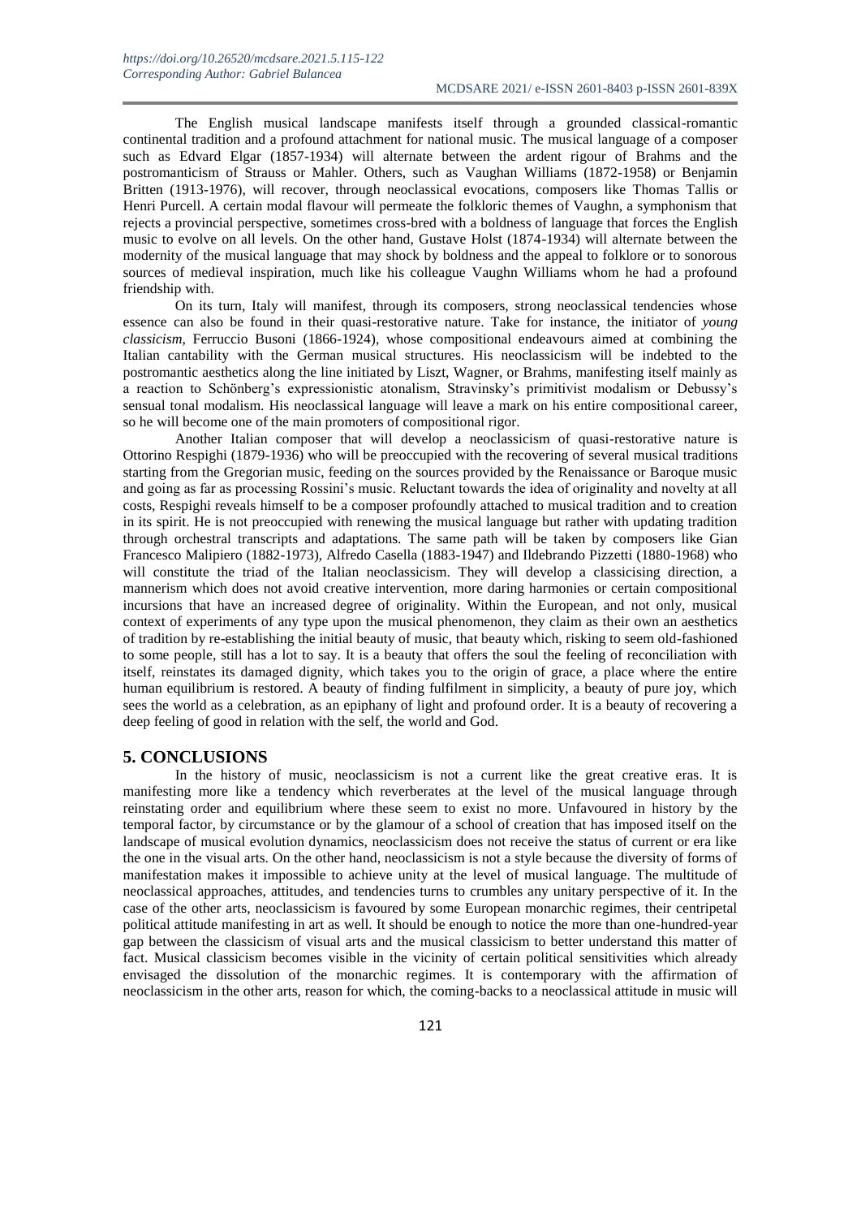The English musical landscape manifests itself through a grounded classical-romantic continental tradition and a profound attachment for national music. The musical language of a composer such as Edvard Elgar (1857-1934) will alternate between the ardent rigour of Brahms and the postromanticism of Strauss or Mahler. Others, such as Vaughan Williams (1872-1958) or Benjamin Britten (1913-1976), will recover, through neoclassical evocations, composers like Thomas Tallis or Henri Purcell. A certain modal flavour will permeate the folkloric themes of Vaughn, a symphonism that rejects a provincial perspective, sometimes cross-bred with a boldness of language that forces the English music to evolve on all levels. On the other hand, Gustave Holst (1874-1934) will alternate between the modernity of the musical language that may shock by boldness and the appeal to folklore or to sonorous sources of medieval inspiration, much like his colleague Vaughn Williams whom he had a profound friendship with.

On its turn, Italy will manifest, through its composers, strong neoclassical tendencies whose essence can also be found in their quasi-restorative nature. Take for instance, the initiator of *young classicism*, Ferruccio Busoni (1866-1924), whose compositional endeavours aimed at combining the Italian cantability with the German musical structures. His neoclassicism will be indebted to the postromantic aesthetics along the line initiated by Liszt, Wagner, or Brahms, manifesting itself mainly as a reaction to Schönberg's expressionistic atonalism, Stravinsky's primitivist modalism or Debussy's sensual tonal modalism. His neoclassical language will leave a mark on his entire compositional career, so he will become one of the main promoters of compositional rigor.

Another Italian composer that will develop a neoclassicism of quasi-restorative nature is Ottorino Respighi (1879-1936) who will be preoccupied with the recovering of several musical traditions starting from the Gregorian music, feeding on the sources provided by the Renaissance or Baroque music and going as far as processing Rossini's music. Reluctant towards the idea of originality and novelty at all costs, Respighi reveals himself to be a composer profoundly attached to musical tradition and to creation in its spirit. He is not preoccupied with renewing the musical language but rather with updating tradition through orchestral transcripts and adaptations. The same path will be taken by composers like Gian Francesco Malipiero (1882-1973), Alfredo Casella (1883-1947) and Ildebrando Pizzetti (1880-1968) who will constitute the triad of the Italian neoclassicism. They will develop a classicising direction, a mannerism which does not avoid creative intervention, more daring harmonies or certain compositional incursions that have an increased degree of originality. Within the European, and not only, musical context of experiments of any type upon the musical phenomenon, they claim as their own an aesthetics of tradition by re-establishing the initial beauty of music, that beauty which, risking to seem old-fashioned to some people, still has a lot to say. It is a beauty that offers the soul the feeling of reconciliation with itself, reinstates its damaged dignity, which takes you to the origin of grace, a place where the entire human equilibrium is restored. A beauty of finding fulfilment in simplicity, a beauty of pure joy, which sees the world as a celebration, as an epiphany of light and profound order. It is a beauty of recovering a deep feeling of good in relation with the self, the world and God.

## 5. CONCLUSIONS

In the history of music, neoclassicism is not a current like the great creative eras. It is manifesting more like a tendency which reverberates at the level of the musical language through reinstating order and equilibrium where these seem to exist no more. Unfavoured in history by the temporal factor, by circumstance or by the glamour of a school of creation that has imposed itself on the landscape of musical evolution dynamics, neoclassicism does not receive the status of current or era like the one in the visual arts. On the other hand, neoclassicism is not a style because the diversity of forms of manifestation makes it impossible to achieve unity at the level of musical language. The multitude of neoclassical approaches, attitudes, and tendencies turns to crumbles any unitary perspective of it. In the case of the other arts, neoclassicism is favoured by some European monarchic regimes, their centripetal political attitude manifesting in art as well. It should be enough to notice the more than one-hundred-year gap between the classicism of visual arts and the musical classicism to better understand this matter of fact. Musical classicism becomes visible in the vicinity of certain political sensitivities which already envisaged the dissolution of the monarchic regimes. It is contemporary with the affirmation of neoclassicism in the other arts, reason for which, the coming-backs to a neoclassical attitude in music will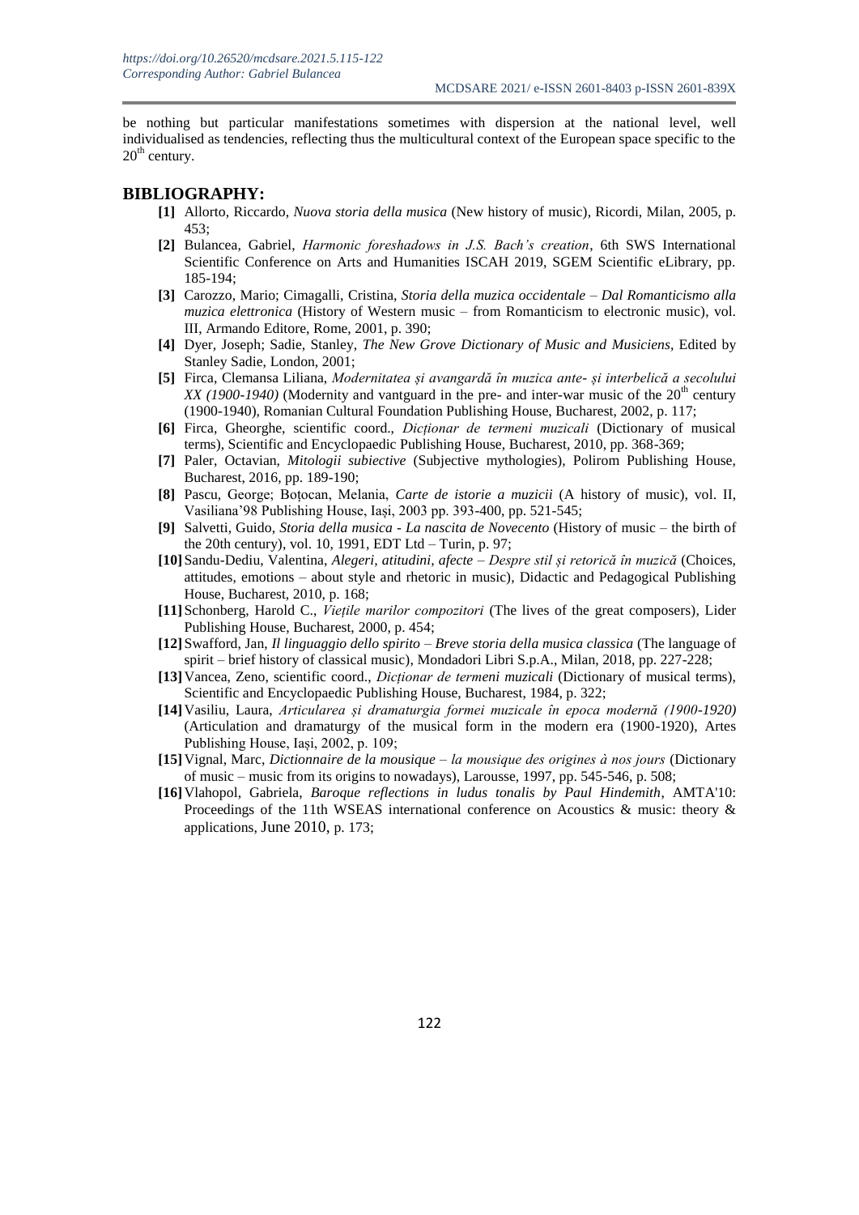be nothing but particular manifestations sometimes with dispersion at the national level, well individualised as tendencies, reflecting thus the multicultural context of the European space specific to the $20^{th}$ century.

## BIBLIOGRAPHY:

**[1]** Allorto, Riccardo, *Nuova storia della musica* (New history of music), Ricordi, Milan, 2005, p. 453;

**[2]** Bulancea, Gabriel, *Harmonic foreshadows in J.S. Bach's creation*, 6th SWS International Scientific Conference on Arts and Humanities ISCAH 2019, SGEM Scientific eLibrary, pp. 185-194;

**[3]** Carozzo, Mario; Cimagalli, Cristina, *Storia della muzica occidentale – Dal Romanticismo alla muzica elettronica* (History of Western music – from Romanticism to electronic music), vol. III, Armando Editore, Rome, 2001, p. 390;

**[4]** Dyer, Joseph; Sadie, Stanley, *The New Grove Dictionary of Music and Musiciens*, Edited by Stanley Sadie, London, 2001;

**[5]** Firca, Clemansa Liliana, *Modernitatea și avangardă în muzica ante- și interbelică a secolului XX (1900-1940)* (Modernity and vantguard in the pre- and inter-war music of the $20^{th}$ century (1900-1940), Romanian Cultural Foundation Publishing House, Bucharest, 2002, p. 117;

**[6]** Firca, Gheorghe, scientific coord., *Dicționar de termeni muzicali* (Dictionary of musical terms), Scientific and Encyclopaedic Publishing House, Bucharest, 2010, pp. 368-369;

**[7]** Paler, Octavian, *Mitologii subiective* (Subjective mythologies), Polirom Publishing House, Bucharest, 2016, pp. 189-190;

**[8]** Pascu, George; Boțocan, Melania, *Carte de istorie a muzicii* (A history of music), vol. II, Vasiliana'98 Publishing House, Iași, 2003 pp. 393-400, pp. 521-545;

**[9]** Salvetti, Guido, *Storia della musica - La nascita de Novecento* (History of music – the birth of the 20th century), vol. 10, 1991, EDT Ltd – Turin, p. 97;

**[10]** Sandu-Dediu, Valentina, *Alegeri, atitudini, afecte – Despre stil și retorică în muzică* (Choices, attitudes, emotions – about style and rhetoric in music), Didactic and Pedagogical Publishing House, Bucharest, 2010, p. 168;

**[11]** Schonberg, Harold C., *Viețile marilor compozitori* (The lives of the great composers), Lider Publishing House, Bucharest, 2000, p. 454;

**[12]** Swafford, Jan, *Il linguaggio dello spirito – Breve storia della musica classica* (The language of spirit – brief history of classical music), Mondadori Libri S.p.A., Milan, 2018, pp. 227-228;

**[13]** Vancea, Zeno, scientific coord., *Dicționar de termeni muzicali* (Dictionary of musical terms), Scientific and Encyclopaedic Publishing House, Bucharest, 1984, p. 322;

**[14]** Vasiliu, Laura, *Articularea și dramaturgia formei muzicale în epoca modernă (1900-1920)* (Articulation and dramaturgy of the musical form in the modern era (1900-1920), Artes Publishing House, Iași, 2002, p. 109;

**[15]** Vignal, Marc, *Dictionnaire de la mousique – la mousique des origines à nos jours* (Dictionary of music – music from its origins to nowadays), Larousse, 1997, pp. 545-546, p. 508;

**[16]** Vlahopol, Gabriela, *Baroque reflections in ludus tonalis by Paul Hindemith*, AMTA'10: Proceedings of the 11th WSEAS international conference on Acoustics & music: theory & applications, June 2010, p. 173;